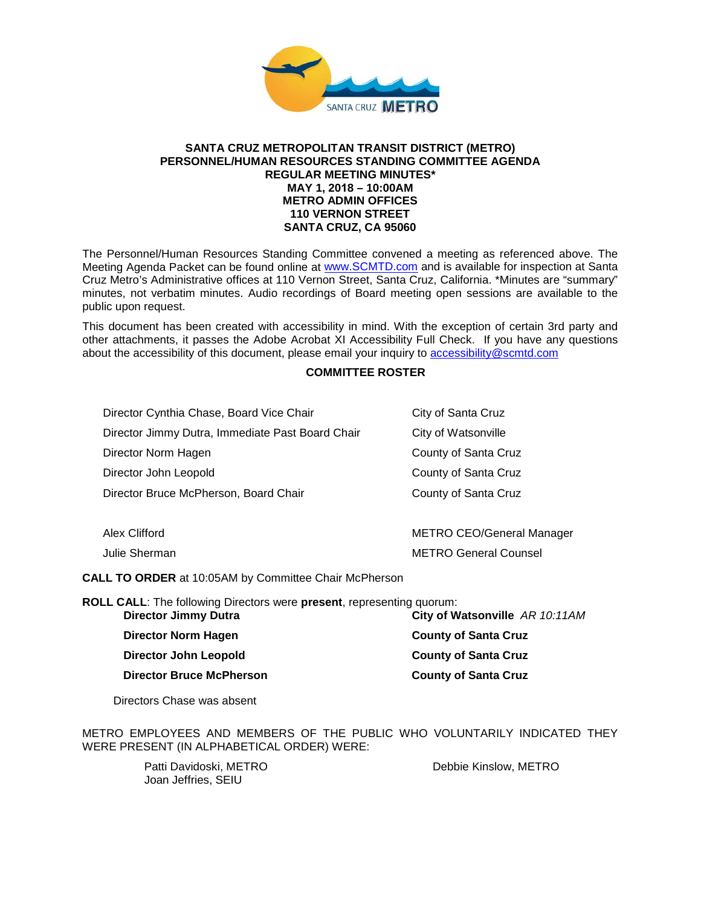**SANTA CRUZ METROPOLITAN TRANSIT DISTRICT (METRO)**
**PERSONNEL/HUMAN RESOURCES STANDING COMMITTEE AGENDA**
**REGULAR MEETING MINUTES***
**MAY 1, 2018 – 10:00AM**
**METRO ADMIN OFFICES**
**110 VERNON STREET**
**SANTA CRUZ, CA 95060**

The Personnel/Human Resources Standing Committee convened a meeting as referenced above. The Meeting Agenda Packet can be found online at www.SCMTD.com and is available for inspection at Santa Cruz Metro's Administrative offices at 110 Vernon Street, Santa Cruz, California. *Minutes are "summary" minutes, not verbatim minutes. Audio recordings of Board meeting open sessions are available to the public upon request.

This document has been created with accessibility in mind. With the exception of certain 3rd party and other attachments, it passes the Adobe Acrobat XI Accessibility Full Check. If you have any questions about the accessibility of this document, please email your inquiry to accessibility@scmtd.com

**COMMITTEE ROSTER**

| | |
|---|---|
| Director Cynthia Chase, Board Vice Chair | City of Santa Cruz |
| Director Jimmy Dutra, Immediate Past Board Chair | City of Watsonville |
| Director Norm Hagen | County of Santa Cruz |
| Director John Leopold | County of Santa Cruz |
| Director Bruce McPherson, Board Chair | County of Santa Cruz |
| | |
| Alex Clifford | METRO CEO/General Manager |
| Julie Sherman | METRO General Counsel |

**CALL TO ORDER** at 10:05AM by Committee Chair McPherson

**ROLL CALL**: The following Directors were **present**, representing quorum:

| | |
|---|---|
| **Director Jimmy Dutra** | **City of Watsonville** *AR 10:11AM* |
| **Director Norm Hagen** | **County of Santa Cruz** |
| **Director John Leopold** | **County of Santa Cruz** |
| **Director Bruce McPherson** | **County of Santa Cruz** |

Directors Chase was absent

METRO EMPLOYEES AND MEMBERS OF THE PUBLIC WHO VOLUNTARILY INDICATED THEY WERE PRESENT (IN ALPHABETICAL ORDER) WERE:

Patti Davidoski, METRO
Joan Jeffries, SEIU
Debbie Kinslow, METRO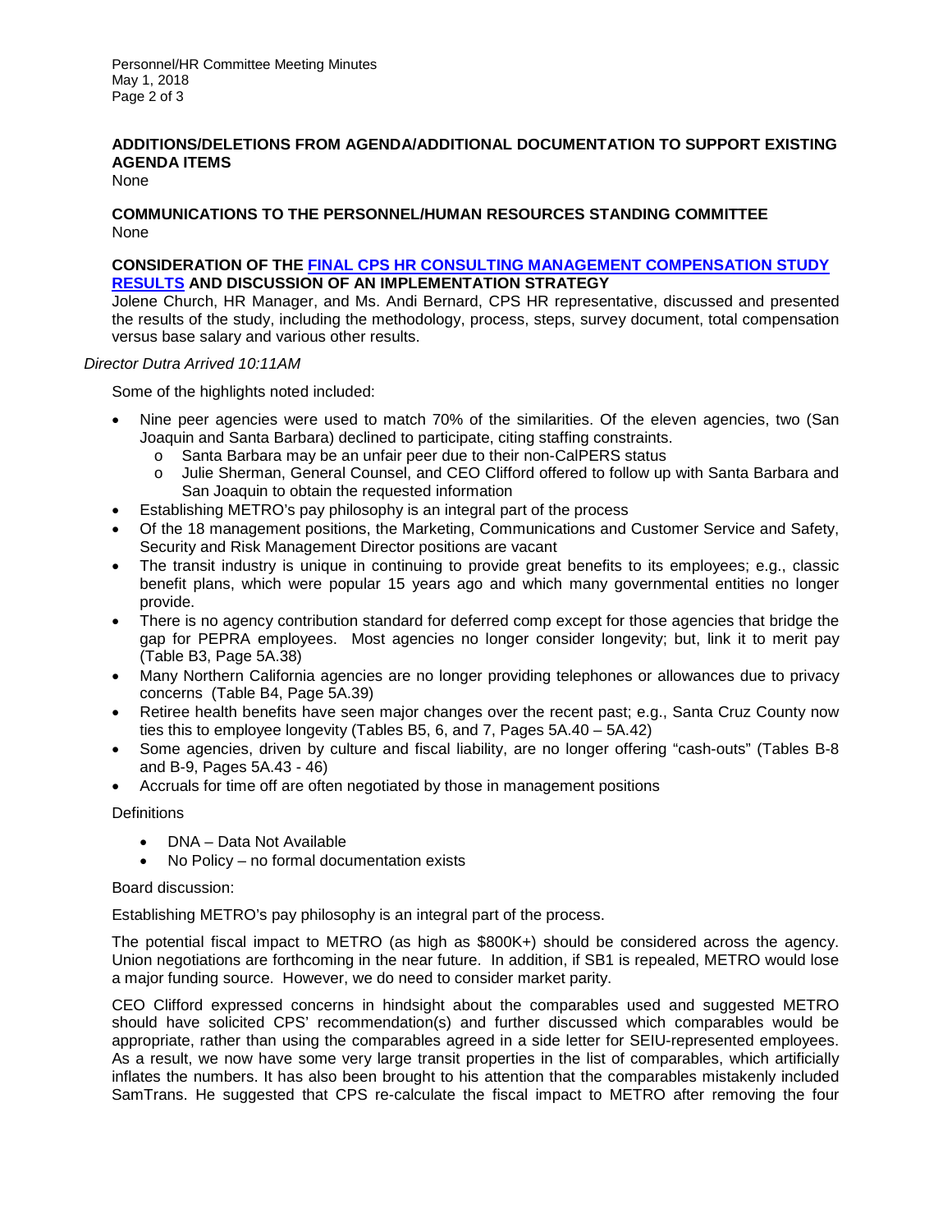## ADDITIONS/DELETIONS FROM AGENDA/ADDITIONAL DOCUMENTATION TO SUPPORT EXISTING AGENDA ITEMS

None

## COMMUNICATIONS TO THE PERSONNEL/HUMAN RESOURCES STANDING COMMITTEE

None

## CONSIDERATION OF THE FINAL CPS HR CONSULTING MANAGEMENT COMPENSATION STUDY RESULTS AND DISCUSSION OF AN IMPLEMENTATION STRATEGY

Jolene Church, HR Manager, and Ms. Andi Bernard, CPS HR representative, discussed and presented the results of the study, including the methodology, process, steps, survey document, total compensation versus base salary and various other results.

*Director Dutra Arrived 10:11AM*

Some of the highlights noted included:

- Nine peer agencies were used to match 70% of the similarities. Of the eleven agencies, two (San Joaquin and Santa Barbara) declined to participate, citing staffing constraints.
  - Santa Barbara may be an unfair peer due to their non-CalPERS status
  - Julie Sherman, General Counsel, and CEO Clifford offered to follow up with Santa Barbara and San Joaquin to obtain the requested information
- Establishing METRO's pay philosophy is an integral part of the process
- Of the 18 management positions, the Marketing, Communications and Customer Service and Safety, Security and Risk Management Director positions are vacant
- The transit industry is unique in continuing to provide great benefits to its employees; e.g., classic benefit plans, which were popular 15 years ago and which many governmental entities no longer provide.
- There is no agency contribution standard for deferred comp except for those agencies that bridge the gap for PEPRA employees. Most agencies no longer consider longevity; but, link it to merit pay (Table B3, Page 5A.38)
- Many Northern California agencies are no longer providing telephones or allowances due to privacy concerns (Table B4, Page 5A.39)
- Retiree health benefits have seen major changes over the recent past; e.g., Santa Cruz County now ties this to employee longevity (Tables B5, 6, and 7, Pages 5A.40 – 5A.42)
- Some agencies, driven by culture and fiscal liability, are no longer offering "cash-outs" (Tables B-8 and B-9, Pages 5A.43 - 46)
- Accruals for time off are often negotiated by those in management positions

Definitions

- DNA – Data Not Available
- No Policy – no formal documentation exists

Board discussion:

Establishing METRO's pay philosophy is an integral part of the process.

The potential fiscal impact to METRO (as high as $800K+) should be considered across the agency. Union negotiations are forthcoming in the near future. In addition, if SB1 is repealed, METRO would lose a major funding source. However, we do need to consider market parity.

CEO Clifford expressed concerns in hindsight about the comparables used and suggested METRO should have solicited CPS' recommendation(s) and further discussed which comparables would be appropriate, rather than using the comparables agreed in a side letter for SEIU-represented employees. As a result, we now have some very large transit properties in the list of comparables, which artificially inflates the numbers. It has also been brought to his attention that the comparables mistakenly included SamTrans. He suggested that CPS re-calculate the fiscal impact to METRO after removing the four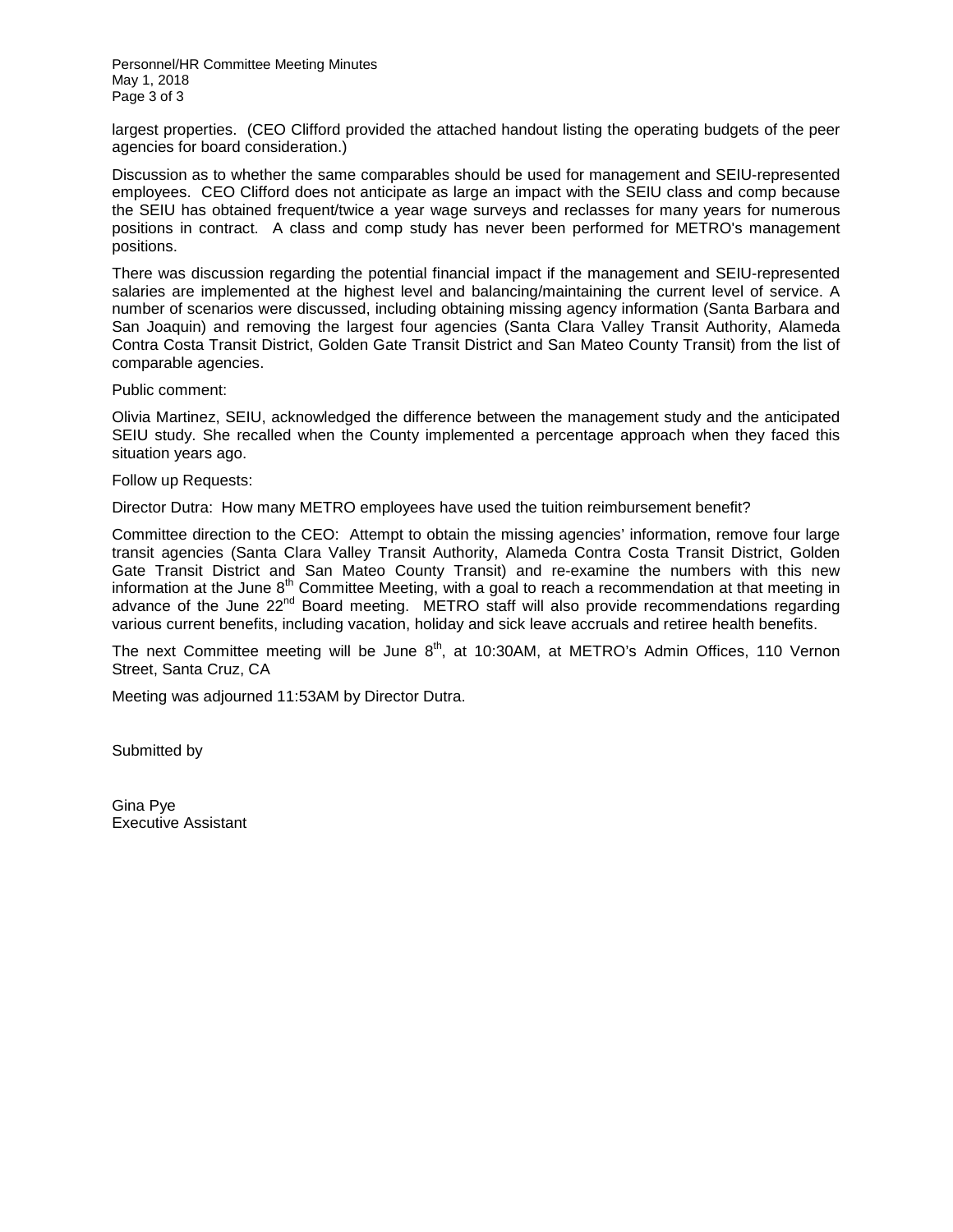largest properties. (CEO Clifford provided the attached handout listing the operating budgets of the peer agencies for board consideration.)

Discussion as to whether the same comparables should be used for management and SEIU-represented employees. CEO Clifford does not anticipate as large an impact with the SEIU class and comp because the SEIU has obtained frequent/twice a year wage surveys and reclasses for many years for numerous positions in contract. A class and comp study has never been performed for METRO's management positions.

There was discussion regarding the potential financial impact if the management and SEIU-represented salaries are implemented at the highest level and balancing/maintaining the current level of service. A number of scenarios were discussed, including obtaining missing agency information (Santa Barbara and San Joaquin) and removing the largest four agencies (Santa Clara Valley Transit Authority, Alameda Contra Costa Transit District, Golden Gate Transit District and San Mateo County Transit) from the list of comparable agencies.

Public comment:

Olivia Martinez, SEIU, acknowledged the difference between the management study and the anticipated SEIU study. She recalled when the County implemented a percentage approach when they faced this situation years ago.

Follow up Requests:

Director Dutra: How many METRO employees have used the tuition reimbursement benefit?

Committee direction to the CEO: Attempt to obtain the missing agencies' information, remove four large transit agencies (Santa Clara Valley Transit Authority, Alameda Contra Costa Transit District, Golden Gate Transit District and San Mateo County Transit) and re-examine the numbers with this new information at the June 8th Committee Meeting, with a goal to reach a recommendation at that meeting in advance of the June 22nd Board meeting. METRO staff will also provide recommendations regarding various current benefits, including vacation, holiday and sick leave accruals and retiree health benefits.

The next Committee meeting will be June 8th, at 10:30AM, at METRO's Admin Offices, 110 Vernon Street, Santa Cruz, CA

Meeting was adjourned 11:53AM by Director Dutra.

Submitted by

Gina Pye
Executive Assistant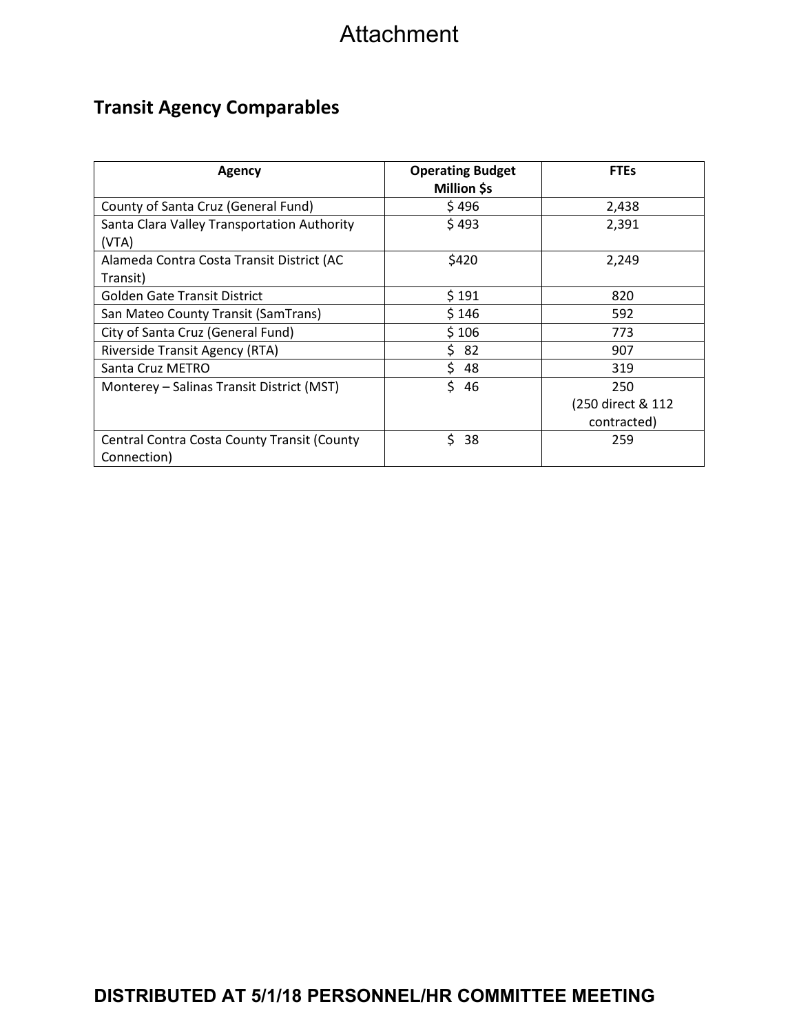# Attachment

## Transit Agency Comparables

| Agency | Operating Budget Million $s | FTEs |
|---|---|---|
| County of Santa Cruz (General Fund) | $ 496 | 2,438 |
| Santa Clara Valley Transportation Authority (VTA) | $ 493 | 2,391 |
| Alameda Contra Costa Transit District (AC Transit) | $420 | 2,249 |
| Golden Gate Transit District | $ 191 | 820 |
| San Mateo County Transit (SamTrans) | $ 146 | 592 |
| City of Santa Cruz (General Fund) | $ 106 | 773 |
| Riverside Transit Agency (RTA) | $ 82 | 907 |
| Santa Cruz METRO | $ 48 | 319 |
| Monterey – Salinas Transit District (MST) | $ 46 | 250 (250 direct & 112 contracted) |
| Central Contra Costa County Transit (County Connection) | $ 38 | 259 |

**DISTRIBUTED AT 5/1/18 PERSONNEL/HR COMMITTEE MEETING**